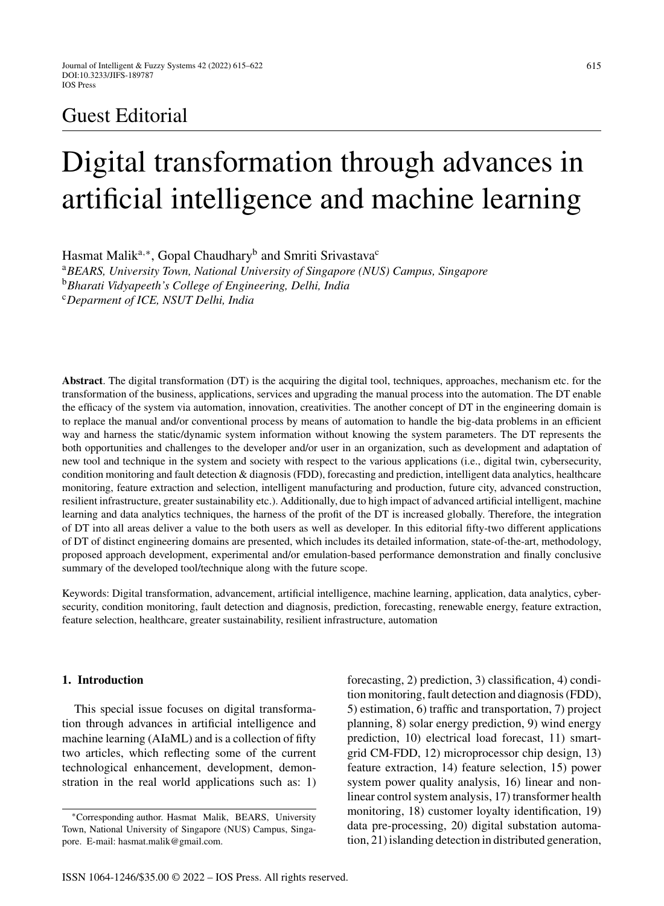## Guest Editorial

# Digital transformation through advances in artificial intelligence and machine learning

Hasmat Malik[a,*], Gopal Chaudhary[b] and Smriti Srivastava[c]

[a]*BEARS, University Town, National University of Singapore (NUS) Campus, Singapore*
[b]*Bharati Vidyapeeth's College of Engineering, Delhi, India*
[c]*Deparment of ICE, NSUT Delhi, India*

**Abstract**. The digital transformation (DT) is the acquiring the digital tool, techniques, approaches, mechanism etc. for the transformation of the business, applications, services and upgrading the manual process into the automation. The DT enable the efficacy of the system via automation, innovation, creativities. The another concept of DT in the engineering domain is to replace the manual and/or conventional process by means of automation to handle the big-data problems in an efficient way and harness the static/dynamic system information without knowing the system parameters. The DT represents the both opportunities and challenges to the developer and/or user in an organization, such as development and adaptation of new tool and technique in the system and society with respect to the various applications (i.e., digital twin, cybersecurity, condition monitoring and fault detection & diagnosis (FDD), forecasting and prediction, intelligent data analytics, healthcare monitoring, feature extraction and selection, intelligent manufacturing and production, future city, advanced construction, resilient infrastructure, greater sustainability etc.). Additionally, due to high impact of advanced artificial intelligent, machine learning and data analytics techniques, the harness of the profit of the DT is increased globally. Therefore, the integration of DT into all areas deliver a value to the both users as well as developer. In this editorial fifty-two different applications of DT of distinct engineering domains are presented, which includes its detailed information, state-of-the-art, methodology, proposed approach development, experimental and/or emulation-based performance demonstration and finally conclusive summary of the developed tool/technique along with the future scope.

Keywords: Digital transformation, advancement, artificial intelligence, machine learning, application, data analytics, cybersecurity, condition monitoring, fault detection and diagnosis, prediction, forecasting, renewable energy, feature extraction, feature selection, healthcare, greater sustainability, resilient infrastructure, automation

## 1. Introduction

This special issue focuses on digital transformation through advances in artificial intelligence and machine learning (AIaML) and is a collection of fifty two articles, which reflecting some of the current technological enhancement, development, demonstration in the real world applications such as: 1) forecasting, 2) prediction, 3) classification, 4) condition monitoring, fault detection and diagnosis (FDD), 5) estimation, 6) traffic and transportation, 7) project planning, 8) solar energy prediction, 9) wind energy prediction, 10) electrical load forecast, 11) smart-grid CM-FDD, 12) microprocessor chip design, 13) feature extraction, 14) feature selection, 15) power system power quality analysis, 16) linear and non-linear control system analysis, 17) transformer health monitoring, 18) customer loyalty identification, 19) data pre-processing, 20) digital substation automation, 21) islanding detection in distributed generation,

*Corresponding author. Hasmat Malik, BEARS, University Town, National University of Singapore (NUS) Campus, Singapore. E-mail: hasmat.malik@gmail.com.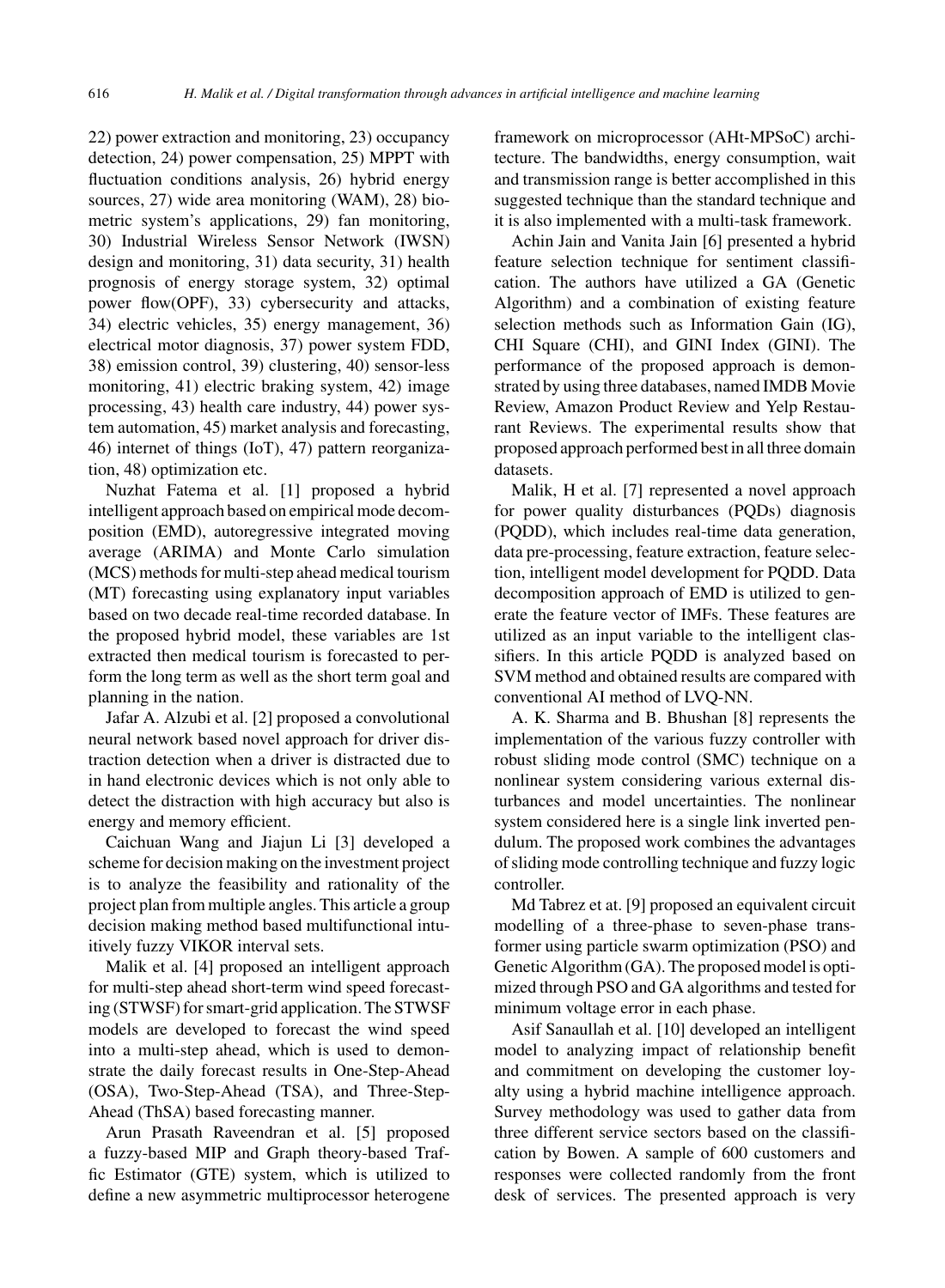22) power extraction and monitoring, 23) occupancy detection, 24) power compensation, 25) MPPT with fluctuation conditions analysis, 26) hybrid energy sources, 27) wide area monitoring (WAM), 28) biometric system's applications, 29) fan monitoring, 30) Industrial Wireless Sensor Network (IWSN) design and monitoring, 31) data security, 31) health prognosis of energy storage system, 32) optimal power flow(OPF), 33) cybersecurity and attacks, 34) electric vehicles, 35) energy management, 36) electrical motor diagnosis, 37) power system FDD, 38) emission control, 39) clustering, 40) sensor-less monitoring, 41) electric braking system, 42) image processing, 43) health care industry, 44) power system automation, 45) market analysis and forecasting, 46) internet of things (IoT), 47) pattern reorganization, 48) optimization etc.

Nuzhat Fatema et al. [1] proposed a hybrid intelligent approach based on empirical mode decomposition (EMD), autoregressive integrated moving average (ARIMA) and Monte Carlo simulation (MCS) methods for multi-step ahead medical tourism (MT) forecasting using explanatory input variables based on two decade real-time recorded database. In the proposed hybrid model, these variables are 1st extracted then medical tourism is forecasted to perform the long term as well as the short term goal and planning in the nation.

Jafar A. Alzubi et al. [2] proposed a convolutional neural network based novel approach for driver distraction detection when a driver is distracted due to in hand electronic devices which is not only able to detect the distraction with high accuracy but also is energy and memory efficient.

Caichuan Wang and Jiajun Li [3] developed a scheme for decision making on the investment project is to analyze the feasibility and rationality of the project plan from multiple angles. This article a group decision making method based multifunctional intuitively fuzzy VIKOR interval sets.

Malik et al. [4] proposed an intelligent approach for multi-step ahead short-term wind speed forecasting (STWSF) for smart-grid application. The STWSF models are developed to forecast the wind speed into a multi-step ahead, which is used to demonstrate the daily forecast results in One-Step-Ahead (OSA), Two-Step-Ahead (TSA), and Three-Step-Ahead (ThSA) based forecasting manner.

Arun Prasath Raveendran et al. [5] proposed a fuzzy-based MIP and Graph theory-based Traffic Estimator (GTE) system, which is utilized to define a new asymmetric multiprocessor heterogene framework on microprocessor (AHt-MPSoC) architecture. The bandwidths, energy consumption, wait and transmission range is better accomplished in this suggested technique than the standard technique and it is also implemented with a multi-task framework.

Achin Jain and Vanita Jain [6] presented a hybrid feature selection technique for sentiment classification. The authors have utilized a GA (Genetic Algorithm) and a combination of existing feature selection methods such as Information Gain (IG), CHI Square (CHI), and GINI Index (GINI). The performance of the proposed approach is demonstrated by using three databases, named IMDB Movie Review, Amazon Product Review and Yelp Restaurant Reviews. The experimental results show that proposed approach performed best in all three domain datasets.

Malik, H et al. [7] represented a novel approach for power quality disturbances (PQDs) diagnosis (PQDD), which includes real-time data generation, data pre-processing, feature extraction, feature selection, intelligent model development for PQDD. Data decomposition approach of EMD is utilized to generate the feature vector of IMFs. These features are utilized as an input variable to the intelligent classifiers. In this article PQDD is analyzed based on SVM method and obtained results are compared with conventional AI method of LVQ-NN.

A. K. Sharma and B. Bhushan [8] represents the implementation of the various fuzzy controller with robust sliding mode control (SMC) technique on a nonlinear system considering various external disturbances and model uncertainties. The nonlinear system considered here is a single link inverted pendulum. The proposed work combines the advantages of sliding mode controlling technique and fuzzy logic controller.

Md Tabrez et at. [9] proposed an equivalent circuit modelling of a three-phase to seven-phase transformer using particle swarm optimization (PSO) and Genetic Algorithm (GA). The proposed model is optimized through PSO and GA algorithms and tested for minimum voltage error in each phase.

Asif Sanaullah et al. [10] developed an intelligent model to analyzing impact of relationship benefit and commitment on developing the customer loyalty using a hybrid machine intelligence approach. Survey methodology was used to gather data from three different service sectors based on the classification by Bowen. A sample of 600 customers and responses were collected randomly from the front desk of services. The presented approach is very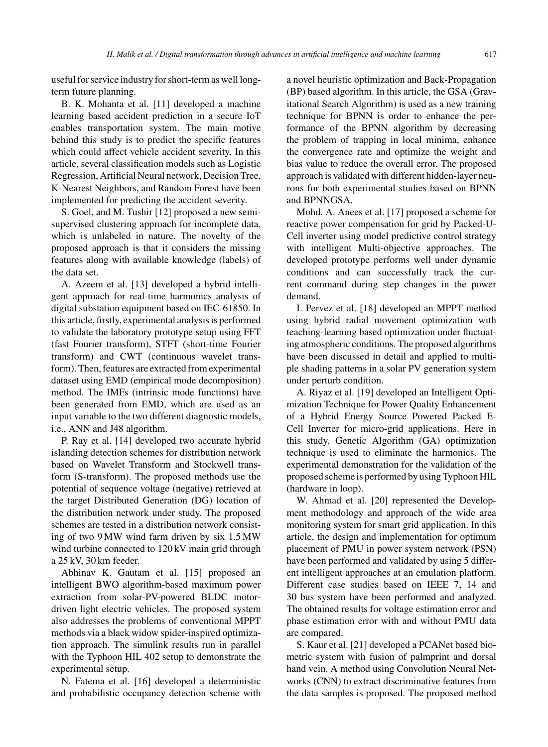useful for service industry for short-term as well long-term future planning.

B. K. Mohanta et al. [11] developed a machine learning based accident prediction in a secure IoT enables transportation system. The main motive behind this study is to predict the specific features which could affect vehicle accident severity. In this article, several classification models such as Logistic Regression, Artificial Neural network, Decision Tree, K-Nearest Neighbors, and Random Forest have been implemented for predicting the accident severity.

S. Goel, and M. Tushir [12] proposed a new semi-supervised clustering approach for incomplete data, which is unlabeled in nature. The novelty of the proposed approach is that it considers the missing features along with available knowledge (labels) of the data set.

A. Azeem et al. [13] developed a hybrid intelligent approach for real-time harmonics analysis of digital substation equipment based on IEC-61850. In this article, firstly, experimental analysis is performed to validate the laboratory prototype setup using FFT (fast Fourier transform), STFT (short-time Fourier transform) and CWT (continuous wavelet transform). Then, features are extracted from experimental dataset using EMD (empirical mode decomposition) method. The IMFs (intrinsic mode functions) have been generated from EMD, which are used as an input variable to the two different diagnostic models, i.e., ANN and J48 algorithm.

P. Ray et al. [14] developed two accurate hybrid islanding detection schemes for distribution network based on Wavelet Transform and Stockwell transform (S-transform). The proposed methods use the potential of sequence voltage (negative) retrieved at the target Distributed Generation (DG) location of the distribution network under study. The proposed schemes are tested in a distribution network consisting of two 9 MW wind farm driven by six 1.5 MW wind turbine connected to 120 kV main grid through a 25 kV, 30 km feeder.

Abhinav K. Gautam et al. [15] proposed an intelligent BWO algorithm-based maximum power extraction from solar-PV-powered BLDC motor-driven light electric vehicles. The proposed system also addresses the problems of conventional MPPT methods via a black widow spider-inspired optimization approach. The simulink results run in parallel with the Typhoon HIL 402 setup to demonstrate the experimental setup.

N. Fatema et al. [16] developed a deterministic and probabilistic occupancy detection scheme with a novel heuristic optimization and Back-Propagation (BP) based algorithm. In this article, the GSA (Gravitational Search Algorithm) is used as a new training technique for BPNN is order to enhance the performance of the BPNN algorithm by decreasing the problem of trapping in local minima, enhance the convergence rate and optimize the weight and bias value to reduce the overall error. The proposed approach is validated with different hidden-layer neurons for both experimental studies based on BPNN and BPNNGSA.

Mohd. A. Anees et al. [17] proposed a scheme for reactive power compensation for grid by Packed-U-Cell inverter using model predictive control strategy with intelligent Multi-objective approaches. The developed prototype performs well under dynamic conditions and can successfully track the current command during step changes in the power demand.

I. Pervez et al. [18] developed an MPPT method using hybrid radial movement optimization with teaching-learning based optimization under fluctuating atmospheric conditions. The proposed algorithms have been discussed in detail and applied to multiple shading patterns in a solar PV generation system under perturb condition.

A. Riyaz et al. [19] developed an Intelligent Optimization Technique for Power Quality Enhancement of a Hybrid Energy Source Powered Packed E-Cell Inverter for micro-grid applications. Here in this study, Genetic Algorithm (GA) optimization technique is used to eliminate the harmonics. The experimental demonstration for the validation of the proposed scheme is performed by using Typhoon HIL (hardware in loop).

W. Ahmad et al. [20] represented the Development methodology and approach of the wide area monitoring system for smart grid application. In this article, the design and implementation for optimum placement of PMU in power system network (PSN) have been performed and validated by using 5 different intelligent approaches at an emulation platform. Different case studies based on IEEE 7, 14 and 30 bus system have been performed and analyzed. The obtained results for voltage estimation error and phase estimation error with and without PMU data are compared.

S. Kaur et al. [21] developed a PCANet based biometric system with fusion of palmprint and dorsal hand vein. A method using Convolution Neural Networks (CNN) to extract discriminative features from the data samples is proposed. The proposed method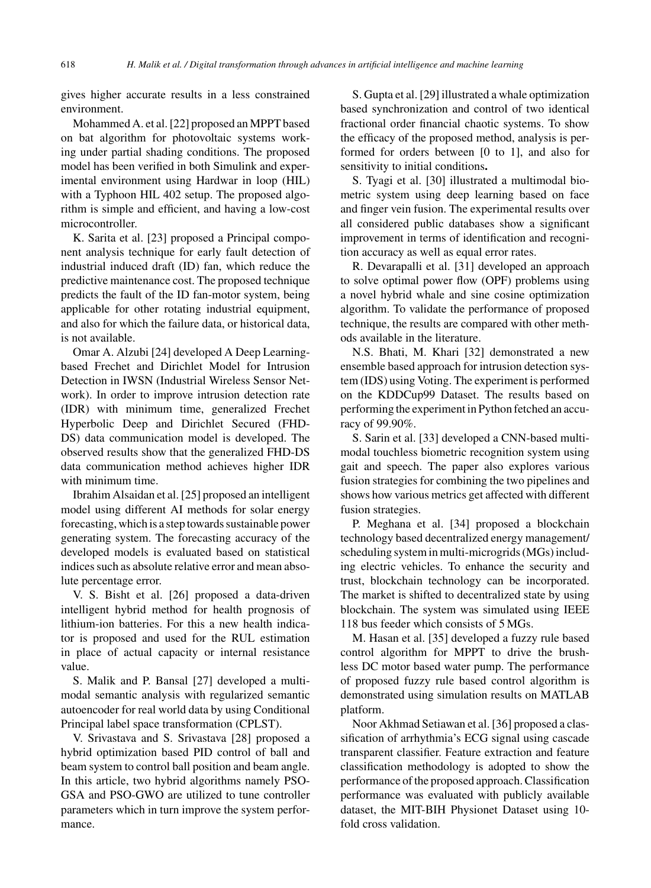gives higher accurate results in a less constrained environment.

Mohammed A. et al. [22] proposed an MPPT based on bat algorithm for photovoltaic systems working under partial shading conditions. The proposed model has been verified in both Simulink and experimental environment using Hardwar in loop (HIL) with a Typhoon HIL 402 setup. The proposed algorithm is simple and efficient, and having a low-cost microcontroller.

K. Sarita et al. [23] proposed a Principal component analysis technique for early fault detection of industrial induced draft (ID) fan, which reduce the predictive maintenance cost. The proposed technique predicts the fault of the ID fan-motor system, being applicable for other rotating industrial equipment, and also for which the failure data, or historical data, is not available.

Omar A. Alzubi [24] developed A Deep Learning-based Frechet and Dirichlet Model for Intrusion Detection in IWSN (Industrial Wireless Sensor Network). In order to improve intrusion detection rate (IDR) with minimum time, generalized Frechet Hyperbolic Deep and Dirichlet Secured (FHD-DS) data communication model is developed. The observed results show that the generalized FHD-DS data communication method achieves higher IDR with minimum time.

Ibrahim Alsaidan et al. [25] proposed an intelligent model using different AI methods for solar energy forecasting, which is a step towards sustainable power generating system. The forecasting accuracy of the developed models is evaluated based on statistical indices such as absolute relative error and mean absolute percentage error.

V. S. Bisht et al. [26] proposed a data-driven intelligent hybrid method for health prognosis of lithium-ion batteries. For this a new health indicator is proposed and used for the RUL estimation in place of actual capacity or internal resistance value.

S. Malik and P. Bansal [27] developed a multimodal semantic analysis with regularized semantic autoencoder for real world data by using Conditional Principal label space transformation (CPLST).

V. Srivastava and S. Srivastava [28] proposed a hybrid optimization based PID control of ball and beam system to control ball position and beam angle. In this article, two hybrid algorithms namely PSO-GSA and PSO-GWO are utilized to tune controller parameters which in turn improve the system performance.

S. Gupta et al. [29] illustrated a whale optimization based synchronization and control of two identical fractional order financial chaotic systems. To show the efficacy of the proposed method, analysis is performed for orders between [0 to 1], and also for sensitivity to initial conditions**.**

S. Tyagi et al. [30] illustrated a multimodal biometric system using deep learning based on face and finger vein fusion. The experimental results over all considered public databases show a significant improvement in terms of identification and recognition accuracy as well as equal error rates.

R. Devarapalli et al. [31] developed an approach to solve optimal power flow (OPF) problems using a novel hybrid whale and sine cosine optimization algorithm. To validate the performance of proposed technique, the results are compared with other methods available in the literature.

N.S. Bhati, M. Khari [32] demonstrated a new ensemble based approach for intrusion detection system (IDS) using Voting. The experiment is performed on the KDDCup99 Dataset. The results based on performing the experiment in Python fetched an accuracy of 99.90%.

S. Sarin et al. [33] developed a CNN-based multimodal touchless biometric recognition system using gait and speech. The paper also explores various fusion strategies for combining the two pipelines and shows how various metrics get affected with different fusion strategies.

P. Meghana et al. [34] proposed a blockchain technology based decentralized energy management/scheduling system in multi-microgrids (MGs) including electric vehicles. To enhance the security and trust, blockchain technology can be incorporated. The market is shifted to decentralized state by using blockchain. The system was simulated using IEEE 118 bus feeder which consists of 5 MGs.

M. Hasan et al. [35] developed a fuzzy rule based control algorithm for MPPT to drive the brushless DC motor based water pump. The performance of proposed fuzzy rule based control algorithm is demonstrated using simulation results on MATLAB platform.

Noor Akhmad Setiawan et al. [36] proposed a classification of arrhythmia's ECG signal using cascade transparent classifier. Feature extraction and feature classification methodology is adopted to show the performance of the proposed approach. Classification performance was evaluated with publicly available dataset, the MIT-BIH Physionet Dataset using 10-fold cross validation.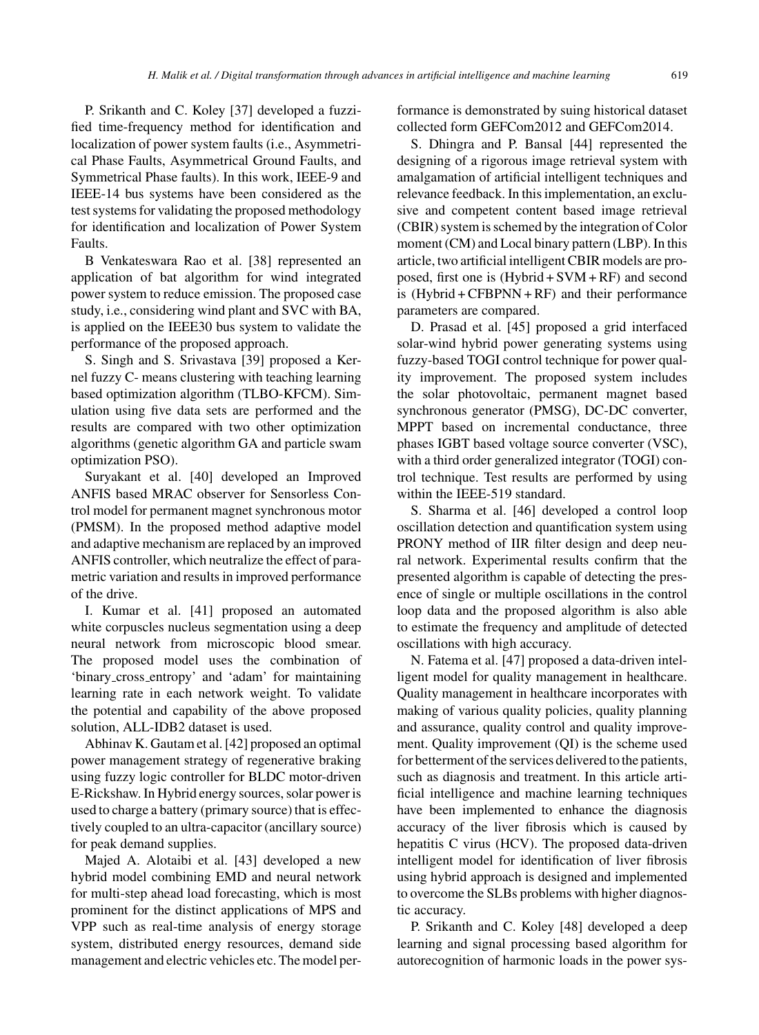P. Srikanth and C. Koley [37] developed a fuzzified time-frequency method for identification and localization of power system faults (i.e., Asymmetrical Phase Faults, Asymmetrical Ground Faults, and Symmetrical Phase faults). In this work, IEEE-9 and IEEE-14 bus systems have been considered as the test systems for validating the proposed methodology for identification and localization of Power System Faults.

B Venkateswara Rao et al. [38] represented an application of bat algorithm for wind integrated power system to reduce emission. The proposed case study, i.e., considering wind plant and SVC with BA, is applied on the IEEE30 bus system to validate the performance of the proposed approach.

S. Singh and S. Srivastava [39] proposed a Kernel fuzzy C- means clustering with teaching learning based optimization algorithm (TLBO-KFCM). Simulation using five data sets are performed and the results are compared with two other optimization algorithms (genetic algorithm GA and particle swam optimization PSO).

Suryakant et al. [40] developed an Improved ANFIS based MRAC observer for Sensorless Control model for permanent magnet synchronous motor (PMSM). In the proposed method adaptive model and adaptive mechanism are replaced by an improved ANFIS controller, which neutralize the effect of parametric variation and results in improved performance of the drive.

I. Kumar et al. [41] proposed an automated white corpuscles nucleus segmentation using a deep neural network from microscopic blood smear. The proposed model uses the combination of 'binary_cross_entropy' and 'adam' for maintaining learning rate in each network weight. To validate the potential and capability of the above proposed solution, ALL-IDB2 dataset is used.

Abhinav K. Gautam et al. [42] proposed an optimal power management strategy of regenerative braking using fuzzy logic controller for BLDC motor-driven E-Rickshaw. In Hybrid energy sources, solar power is used to charge a battery (primary source) that is effectively coupled to an ultra-capacitor (ancillary source) for peak demand supplies.

Majed A. Alotaibi et al. [43] developed a new hybrid model combining EMD and neural network for multi-step ahead load forecasting, which is most prominent for the distinct applications of MPS and VPP such as real-time analysis of energy storage system, distributed energy resources, demand side management and electric vehicles etc. The model performance is demonstrated by suing historical dataset collected form GEFCom2012 and GEFCom2014.

S. Dhingra and P. Bansal [44] represented the designing of a rigorous image retrieval system with amalgamation of artificial intelligent techniques and relevance feedback. In this implementation, an exclusive and competent content based image retrieval (CBIR) system is schemed by the integration of Color moment (CM) and Local binary pattern (LBP). In this article, two artificial intelligent CBIR models are proposed, first one is (Hybrid + SVM + RF) and second is (Hybrid + CFBPNN + RF) and their performance parameters are compared.

D. Prasad et al. [45] proposed a grid interfaced solar-wind hybrid power generating systems using fuzzy-based TOGI control technique for power quality improvement. The proposed system includes the solar photovoltaic, permanent magnet based synchronous generator (PMSG), DC-DC converter, MPPT based on incremental conductance, three phases IGBT based voltage source converter (VSC), with a third order generalized integrator (TOGI) control technique. Test results are performed by using within the IEEE-519 standard.

S. Sharma et al. [46] developed a control loop oscillation detection and quantification system using PRONY method of IIR filter design and deep neural network. Experimental results confirm that the presented algorithm is capable of detecting the presence of single or multiple oscillations in the control loop data and the proposed algorithm is also able to estimate the frequency and amplitude of detected oscillations with high accuracy.

N. Fatema et al. [47] proposed a data-driven intelligent model for quality management in healthcare. Quality management in healthcare incorporates with making of various quality policies, quality planning and assurance, quality control and quality improvement. Quality improvement (QI) is the scheme used for betterment of the services delivered to the patients, such as diagnosis and treatment. In this article artificial intelligence and machine learning techniques have been implemented to enhance the diagnosis accuracy of the liver fibrosis which is caused by hepatitis C virus (HCV). The proposed data-driven intelligent model for identification of liver fibrosis using hybrid approach is designed and implemented to overcome the SLBs problems with higher diagnostic accuracy.

P. Srikanth and C. Koley [48] developed a deep learning and signal processing based algorithm for autorecognition of harmonic loads in the power sys-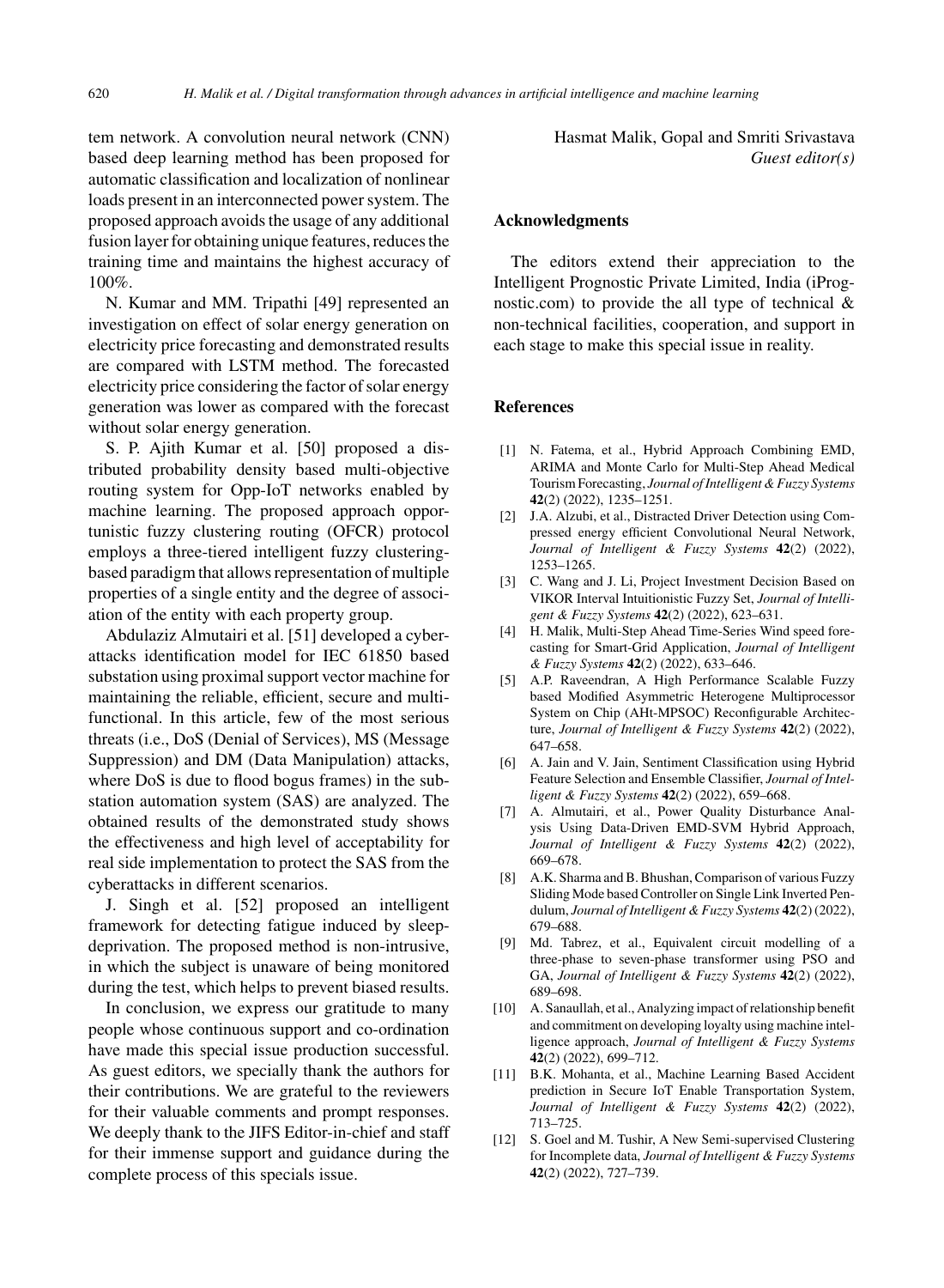tem network. A convolution neural network (CNN) based deep learning method has been proposed for automatic classification and localization of nonlinear loads present in an interconnected power system. The proposed approach avoids the usage of any additional fusion layer for obtaining unique features, reduces the training time and maintains the highest accuracy of 100%.

N. Kumar and MM. Tripathi [49] represented an investigation on effect of solar energy generation on electricity price forecasting and demonstrated results are compared with LSTM method. The forecasted electricity price considering the factor of solar energy generation was lower as compared with the forecast without solar energy generation.

S. P. Ajith Kumar et al. [50] proposed a distributed probability density based multi-objective routing system for Opp-IoT networks enabled by machine learning. The proposed approach opportunistic fuzzy clustering routing (OFCR) protocol employs a three-tiered intelligent fuzzy clustering-based paradigm that allows representation of multiple properties of a single entity and the degree of association of the entity with each property group.

Abdulaziz Almutairi et al. [51] developed a cyber-attacks identification model for IEC 61850 based substation using proximal support vector machine for maintaining the reliable, efficient, secure and multi-functional. In this article, few of the most serious threats (i.e., DoS (Denial of Services), MS (Message Suppression) and DM (Data Manipulation) attacks, where DoS is due to flood bogus frames) in the substation automation system (SAS) are analyzed. The obtained results of the demonstrated study shows the effectiveness and high level of acceptability for real side implementation to protect the SAS from the cyberattacks in different scenarios.

J. Singh et al. [52] proposed an intelligent framework for detecting fatigue induced by sleep-deprivation. The proposed method is non-intrusive, in which the subject is unaware of being monitored during the test, which helps to prevent biased results.

In conclusion, we express our gratitude to many people whose continuous support and co-ordination have made this special issue production successful. As guest editors, we specially thank the authors for their contributions. We are grateful to the reviewers for their valuable comments and prompt responses. We deeply thank to the JIFS Editor-in-chief and staff for their immense support and guidance during the complete process of this specials issue.

Hasmat Malik, Gopal and Smriti Srivastava
*Guest editor(s)*

## Acknowledgments

The editors extend their appreciation to the Intelligent Prognostic Private Limited, India (iPrognostic.com) to provide the all type of technical & non-technical facilities, cooperation, and support in each stage to make this special issue in reality.

## References

[1] N. Fatema, et al., Hybrid Approach Combining EMD, ARIMA and Monte Carlo for Multi-Step Ahead Medical Tourism Forecasting, *Journal of Intelligent & Fuzzy Systems* **42**(2) (2022), 1235–1251.

[2] J.A. Alzubi, et al., Distracted Driver Detection using Compressed energy efficient Convolutional Neural Network, *Journal of Intelligent & Fuzzy Systems* **42**(2) (2022), 1253–1265.

[3] C. Wang and J. Li, Project Investment Decision Based on VIKOR Interval Intuitionistic Fuzzy Set, *Journal of Intelligent & Fuzzy Systems* **42**(2) (2022), 623–631.

[4] H. Malik, Multi-Step Ahead Time-Series Wind speed forecasting for Smart-Grid Application, *Journal of Intelligent & Fuzzy Systems* **42**(2) (2022), 633–646.

[5] A.P. Raveendran, A High Performance Scalable Fuzzy based Modified Asymmetric Heterogene Multiprocessor System on Chip (AHt-MPSOC) Reconfigurable Architecture, *Journal of Intelligent & Fuzzy Systems* **42**(2) (2022), 647–658.

[6] A. Jain and V. Jain, Sentiment Classification using Hybrid Feature Selection and Ensemble Classifier, *Journal of Intelligent & Fuzzy Systems* **42**(2) (2022), 659–668.

[7] A. Almutairi, et al., Power Quality Disturbance Analysis Using Data-Driven EMD-SVM Hybrid Approach, *Journal of Intelligent & Fuzzy Systems* **42**(2) (2022), 669–678.

[8] A.K. Sharma and B. Bhushan, Comparison of various Fuzzy Sliding Mode based Controller on Single Link Inverted Pendulum, *Journal of Intelligent & Fuzzy Systems* **42**(2) (2022), 679–688.

[9] Md. Tabrez, et al., Equivalent circuit modelling of a three-phase to seven-phase transformer using PSO and GA, *Journal of Intelligent & Fuzzy Systems* **42**(2) (2022), 689–698.

[10] A. Sanaullah, et al., Analyzing impact of relationship benefit and commitment on developing loyalty using machine intelligence approach, *Journal of Intelligent & Fuzzy Systems* **42**(2) (2022), 699–712.

[11] B.K. Mohanta, et al., Machine Learning Based Accident prediction in Secure IoT Enable Transportation System, *Journal of Intelligent & Fuzzy Systems* **42**(2) (2022), 713–725.

[12] S. Goel and M. Tushir, A New Semi-supervised Clustering for Incomplete data, *Journal of Intelligent & Fuzzy Systems* **42**(2) (2022), 727–739.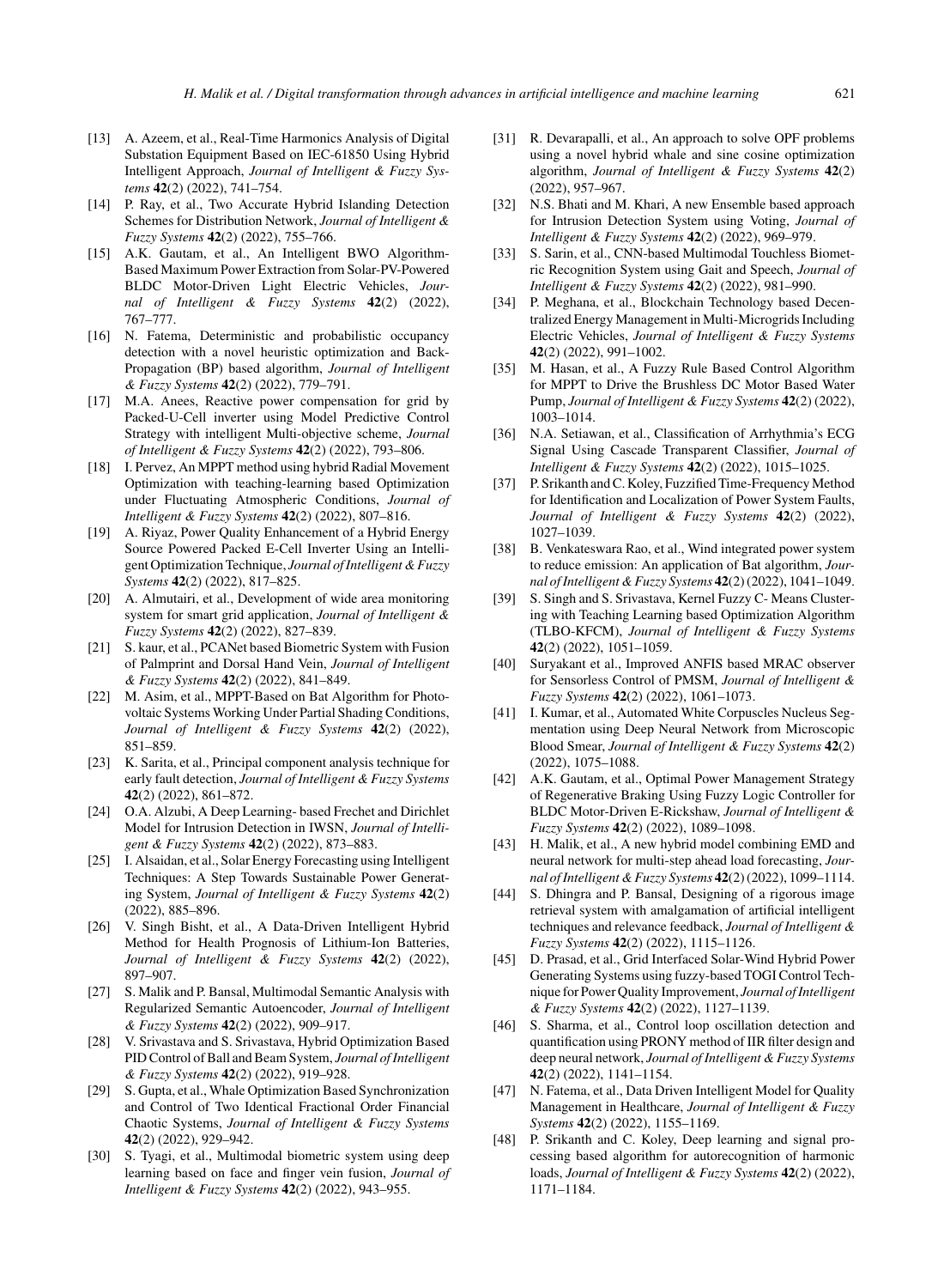[13] A. Azeem, et al., Real-Time Harmonics Analysis of Digital Substation Equipment Based on IEC-61850 Using Hybrid Intelligent Approach, *Journal of Intelligent & Fuzzy Systems* **42**(2) (2022), 741–754.

[14] P. Ray, et al., Two Accurate Hybrid Islanding Detection Schemes for Distribution Network, *Journal of Intelligent & Fuzzy Systems* **42**(2) (2022), 755–766.

[15] A.K. Gautam, et al., An Intelligent BWO Algorithm-Based Maximum Power Extraction from Solar-PV-Powered BLDC Motor-Driven Light Electric Vehicles, *Journal of Intelligent & Fuzzy Systems* **42**(2) (2022), 767–777.

[16] N. Fatema, Deterministic and probabilistic occupancy detection with a novel heuristic optimization and Back-Propagation (BP) based algorithm, *Journal of Intelligent & Fuzzy Systems* **42**(2) (2022), 779–791.

[17] M.A. Anees, Reactive power compensation for grid by Packed-U-Cell inverter using Model Predictive Control Strategy with intelligent Multi-objective scheme, *Journal of Intelligent & Fuzzy Systems* **42**(2) (2022), 793–806.

[18] I. Pervez, An MPPT method using hybrid Radial Movement Optimization with teaching-learning based Optimization under Fluctuating Atmospheric Conditions, *Journal of Intelligent & Fuzzy Systems* **42**(2) (2022), 807–816.

[19] A. Riyaz, Power Quality Enhancement of a Hybrid Energy Source Powered Packed E-Cell Inverter Using an Intelligent Optimization Technique, *Journal of Intelligent & Fuzzy Systems* **42**(2) (2022), 817–825.

[20] A. Almutairi, et al., Development of wide area monitoring system for smart grid application, *Journal of Intelligent & Fuzzy Systems* **42**(2) (2022), 827–839.

[21] S. kaur, et al., PCANet based Biometric System with Fusion of Palmprint and Dorsal Hand Vein, *Journal of Intelligent & Fuzzy Systems* **42**(2) (2022), 841–849.

[22] M. Asim, et al., MPPT-Based on Bat Algorithm for Photovoltaic Systems Working Under Partial Shading Conditions, *Journal of Intelligent & Fuzzy Systems* **42**(2) (2022), 851–859.

[23] K. Sarita, et al., Principal component analysis technique for early fault detection, *Journal of Intelligent & Fuzzy Systems* **42**(2) (2022), 861–872.

[24] O.A. Alzubi, A Deep Learning- based Frechet and Dirichlet Model for Intrusion Detection in IWSN, *Journal of Intelligent & Fuzzy Systems* **42**(2) (2022), 873–883.

[25] I. Alsaidan, et al., Solar Energy Forecasting using Intelligent Techniques: A Step Towards Sustainable Power Generating System, *Journal of Intelligent & Fuzzy Systems* **42**(2) (2022), 885–896.

[26] V. Singh Bisht, et al., A Data-Driven Intelligent Hybrid Method for Health Prognosis of Lithium-Ion Batteries, *Journal of Intelligent & Fuzzy Systems* **42**(2) (2022), 897–907.

[27] S. Malik and P. Bansal, Multimodal Semantic Analysis with Regularized Semantic Autoencoder, *Journal of Intelligent & Fuzzy Systems* **42**(2) (2022), 909–917.

[28] V. Srivastava and S. Srivastava, Hybrid Optimization Based PID Control of Ball and Beam System, *Journal of Intelligent & Fuzzy Systems* **42**(2) (2022), 919–928.

[29] S. Gupta, et al., Whale Optimization Based Synchronization and Control of Two Identical Fractional Order Financial Chaotic Systems, *Journal of Intelligent & Fuzzy Systems* **42**(2) (2022), 929–942.

[30] S. Tyagi, et al., Multimodal biometric system using deep learning based on face and finger vein fusion, *Journal of Intelligent & Fuzzy Systems* **42**(2) (2022), 943–955.

[31] R. Devarapalli, et al., An approach to solve OPF problems using a novel hybrid whale and sine cosine optimization algorithm, *Journal of Intelligent & Fuzzy Systems* **42**(2) (2022), 957–967.

[32] N.S. Bhati and M. Khari, A new Ensemble based approach for Intrusion Detection System using Voting, *Journal of Intelligent & Fuzzy Systems* **42**(2) (2022), 969–979.

[33] S. Sarin, et al., CNN-based Multimodal Touchless Biometric Recognition System using Gait and Speech, *Journal of Intelligent & Fuzzy Systems* **42**(2) (2022), 981–990.

[34] P. Meghana, et al., Blockchain Technology based Decentralized Energy Management in Multi-Microgrids Including Electric Vehicles, *Journal of Intelligent & Fuzzy Systems* **42**(2) (2022), 991–1002.

[35] M. Hasan, et al., A Fuzzy Rule Based Control Algorithm for MPPT to Drive the Brushless DC Motor Based Water Pump, *Journal of Intelligent & Fuzzy Systems* **42**(2) (2022), 1003–1014.

[36] N.A. Setiawan, et al., Classification of Arrhythmia's ECG Signal Using Cascade Transparent Classifier, *Journal of Intelligent & Fuzzy Systems* **42**(2) (2022), 1015–1025.

[37] P. Srikanth and C. Koley, Fuzzified Time-Frequency Method for Identification and Localization of Power System Faults, *Journal of Intelligent & Fuzzy Systems* **42**(2) (2022), 1027–1039.

[38] B. Venkateswara Rao, et al., Wind integrated power system to reduce emission: An application of Bat algorithm, *Journal of Intelligent & Fuzzy Systems* **42**(2) (2022), 1041–1049.

[39] S. Singh and S. Srivastava, Kernel Fuzzy C- Means Clustering with Teaching Learning based Optimization Algorithm (TLBO-KFCM), *Journal of Intelligent & Fuzzy Systems* **42**(2) (2022), 1051–1059.

[40] Suryakant et al., Improved ANFIS based MRAC observer for Sensorless Control of PMSM, *Journal of Intelligent & Fuzzy Systems* **42**(2) (2022), 1061–1073.

[41] I. Kumar, et al., Automated White Corpuscles Nucleus Segmentation using Deep Neural Network from Microscopic Blood Smear, *Journal of Intelligent & Fuzzy Systems* **42**(2) (2022), 1075–1088.

[42] A.K. Gautam, et al., Optimal Power Management Strategy of Regenerative Braking Using Fuzzy Logic Controller for BLDC Motor-Driven E-Rickshaw, *Journal of Intelligent & Fuzzy Systems* **42**(2) (2022), 1089–1098.

[43] H. Malik, et al., A new hybrid model combining EMD and neural network for multi-step ahead load forecasting, *Journal of Intelligent & Fuzzy Systems* **42**(2) (2022), 1099–1114.

[44] S. Dhingra and P. Bansal, Designing of a rigorous image retrieval system with amalgamation of artificial intelligent techniques and relevance feedback, *Journal of Intelligent & Fuzzy Systems* **42**(2) (2022), 1115–1126.

[45] D. Prasad, et al., Grid Interfaced Solar-Wind Hybrid Power Generating Systems using fuzzy-based TOGI Control Technique for Power Quality Improvement, *Journal of Intelligent & Fuzzy Systems* **42**(2) (2022), 1127–1139.

[46] S. Sharma, et al., Control loop oscillation detection and quantification using PRONY method of IIR filter design and deep neural network, *Journal of Intelligent & Fuzzy Systems* **42**(2) (2022), 1141–1154.

[47] N. Fatema, et al., Data Driven Intelligent Model for Quality Management in Healthcare, *Journal of Intelligent & Fuzzy Systems* **42**(2) (2022), 1155–1169.

[48] P. Srikanth and C. Koley, Deep learning and signal processing based algorithm for autorecognition of harmonic loads, *Journal of Intelligent & Fuzzy Systems* **42**(2) (2022), 1171–1184.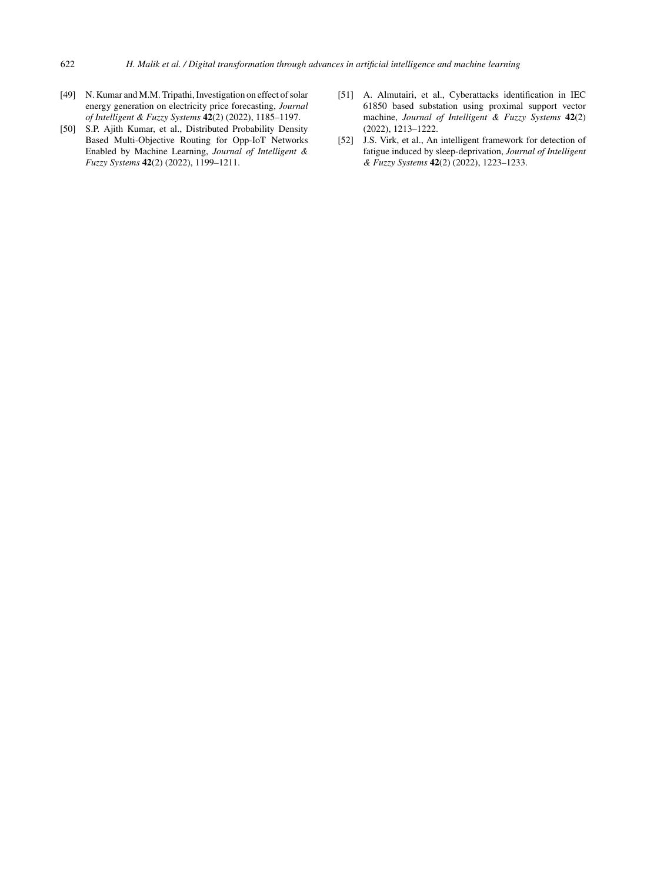[49] N. Kumar and M.M. Tripathi, Investigation on effect of solar energy generation on electricity price forecasting, *Journal of Intelligent & Fuzzy Systems* **42**(2) (2022), 1185–1197.

[50] S.P. Ajith Kumar, et al., Distributed Probability Density Based Multi-Objective Routing for Opp-IoT Networks Enabled by Machine Learning, *Journal of Intelligent & Fuzzy Systems* **42**(2) (2022), 1199–1211.

[51] A. Almutairi, et al., Cyberattacks identification in IEC 61850 based substation using proximal support vector machine, *Journal of Intelligent & Fuzzy Systems* **42**(2) (2022), 1213–1222.

[52] J.S. Virk, et al., An intelligent framework for detection of fatigue induced by sleep-deprivation, *Journal of Intelligent & Fuzzy Systems* **42**(2) (2022), 1223–1233.